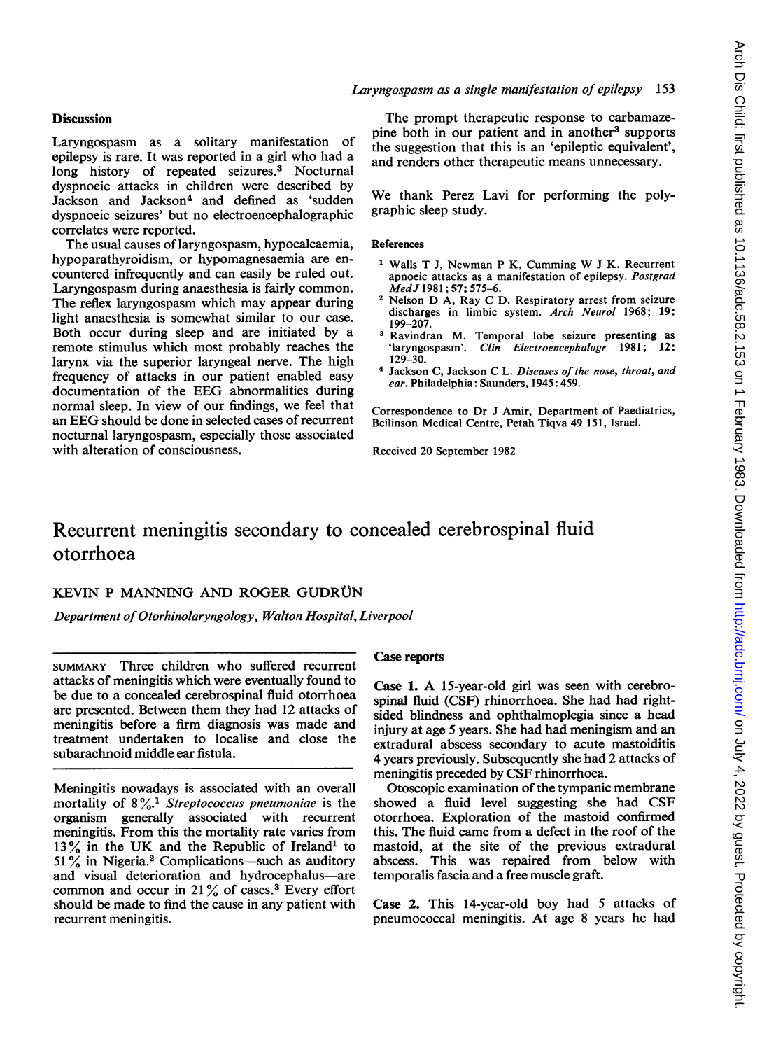## Discussion

Laryngospasm as a solitary manifestation of epilepsy is rare. It was reported in a girl who had a long history of repeated seizures.[3] Nocturnal dyspnoeic attacks in children were described by Jackson and Jackson[4] and defined as 'sudden dyspnoeic seizures' but no electroencephalographic correlates were reported.

The usual causes of laryngospasm, hypocalcaemia, hypoparathyroidism, or hypomagnesaemia are encountered infrequently and can easily be ruled out. Laryngospasm during anaesthesia is fairly common. The reflex laryngospasm which may appear during light anaesthesia is somewhat similar to our case. Both occur during sleep and are initiated by a remote stimulus which most probably reaches the larynx via the superior laryngeal nerve. The high frequency of attacks in our patient enabled easy documentation of the EEG abnormalities during normal sleep. In view of our findings, we feel that an EEG should be done in selected cases of recurrent nocturnal laryngospasm, especially those associated with alteration of consciousness.

The prompt therapeutic response to carbamazepine both in our patient and in another[3] supports the suggestion that this is an 'epileptic equivalent', and renders other therapeutic means unnecessary.

We thank Perez Lavi for performing the polygraphic sleep study.

### References

1. Walls T J, Newman P K, Cumming W J K. Recurrent apnoeic attacks as a manifestation of epilepsy. *Postgrad Med J* 1981; **57:** 575–6.
2. Nelson D A, Ray C D. Respiratory arrest from seizure discharges in limbic system. *Arch Neurol* 1968; **19:** 199–207.
3. Ravindran M. Temporal lobe seizure presenting as 'laryngospasm'. *Clin Electroencephalogr* 1981; **12:** 129–30.
4. Jackson C, Jackson C L. *Diseases of the nose, throat, and ear.* Philadelphia: Saunders, 1945: 459.

Correspondence to Dr J Amir, Department of Paediatrics, Beilinson Medical Centre, Petah Tiqva 49 151, Israel.

Received 20 September 1982

# Recurrent meningitis secondary to concealed cerebrospinal fluid otorrhoea

KEVIN P MANNING AND ROGER GUDRÜN

*Department of Otorhinolaryngology, Walton Hospital, Liverpool*

SUMMARY Three children who suffered recurrent attacks of meningitis which were eventually found to be due to a concealed cerebrospinal fluid otorrhoea are presented. Between them they had 12 attacks of meningitis before a firm diagnosis was made and treatment undertaken to localise and close the subarachnoid middle ear fistula.

Meningitis nowadays is associated with an overall mortality of 8%.[1] *Streptococcus pneumoniae* is the organism generally associated with recurrent meningitis. From this the mortality rate varies from 13% in the UK and the Republic of Ireland[1] to 51% in Nigeria.[2] Complications—such as auditory and visual deterioration and hydrocephalus—are common and occur in 21% of cases.[3] Every effort should be made to find the cause in any patient with recurrent meningitis.

## Case reports

**Case 1.** A 15-year-old girl was seen with cerebrospinal fluid (CSF) rhinorrhoea. She had had right-sided blindness and ophthalmoplegia since a head injury at age 5 years. She had had meningism and an extradural abscess secondary to acute mastoiditis 4 years previously. Subsequently she had 2 attacks of meningitis preceded by CSF rhinorrhoea.

Otoscopic examination of the tympanic membrane showed a fluid level suggesting she had CSF otorrhoea. Exploration of the mastoid confirmed this. The fluid came from a defect in the roof of the mastoid, at the site of the previous extradural abscess. This was repaired from below with temporalis fascia and a free muscle graft.

**Case 2.** This 14-year-old boy had 5 attacks of pneumococcal meningitis. At age 8 years he had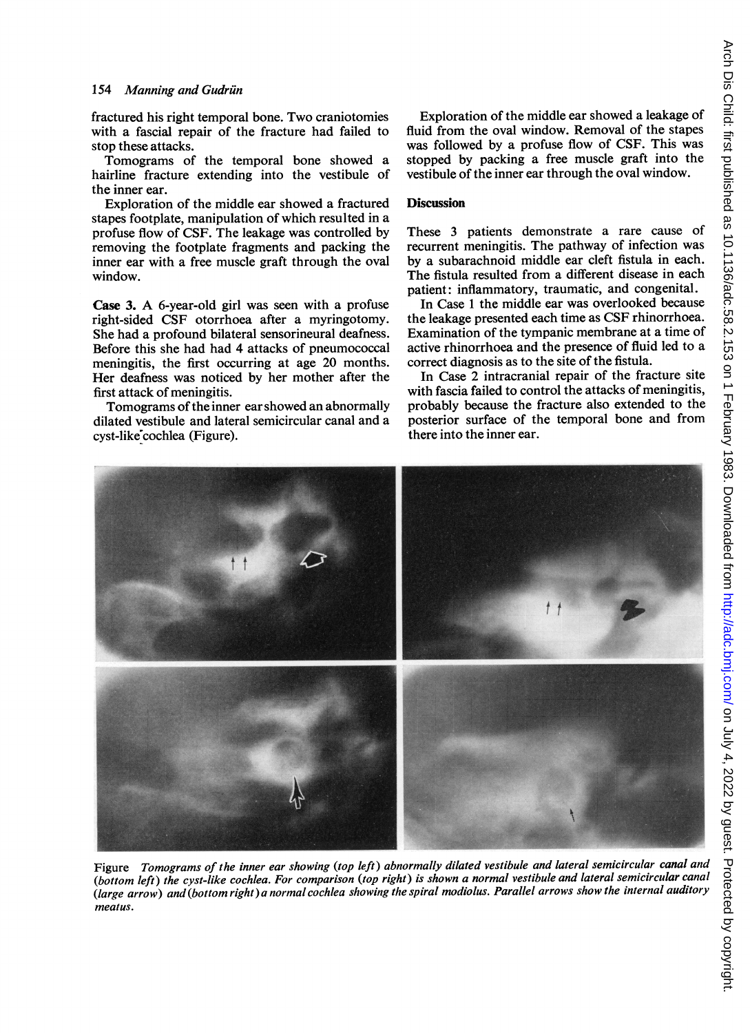fractured his right temporal bone. Two craniotomies with a fascial repair of the fracture had failed to stop these attacks.

Tomograms of the temporal bone showed a hairline fracture extending into the vestibule of the inner ear.

Exploration of the middle ear showed a fractured stapes footplate, manipulation of which resulted in a profuse flow of CSF. The leakage was controlled by removing the footplate fragments and packing the inner ear with a free muscle graft through the oval window.

**Case 3.** A 6-year-old girl was seen with a profuse right-sided CSF otorrhoea after a myringotomy. She had a profound bilateral sensorineural deafness. Before this she had had 4 attacks of pneumococcal meningitis, the first occurring at age 20 months. Her deafness was noticed by her mother after the first attack of meningitis.

Tomograms of the inner ear showed an abnormally dilated vestibule and lateral semicircular canal and a cyst-like cochlea (Figure).

Exploration of the middle ear showed a leakage of fluid from the oval window. Removal of the stapes was followed by a profuse flow of CSF. This was stopped by packing a free muscle graft into the vestibule of the inner ear through the oval window.

## Discussion

These 3 patients demonstrate a rare cause of recurrent meningitis. The pathway of infection was by a subarachnoid middle ear cleft fistula in each. The fistula resulted from a different disease in each patient: inflammatory, traumatic, and congenital.

In Case 1 the middle ear was overlooked because the leakage presented each time as CSF rhinorrhoea. Examination of the tympanic membrane at a time of active rhinorrhoea and the presence of fluid led to a correct diagnosis as to the site of the fistula.

In Case 2 intracranial repair of the fracture site with fascia failed to control the attacks of meningitis, probably because the fracture also extended to the posterior surface of the temporal bone and from there into the inner ear.

Figure *Tomograms of the inner ear showing (top left) abnormally dilated vestibule and lateral semicircular canal and (bottom left) the cyst-like cochlea. For comparison (top right) is shown a normal vestibule and lateral semicircular canal (large arrow) and (bottom right) a normal cochlea showing the spiral modiolus. Parallel arrows show the internal auditory meatus.*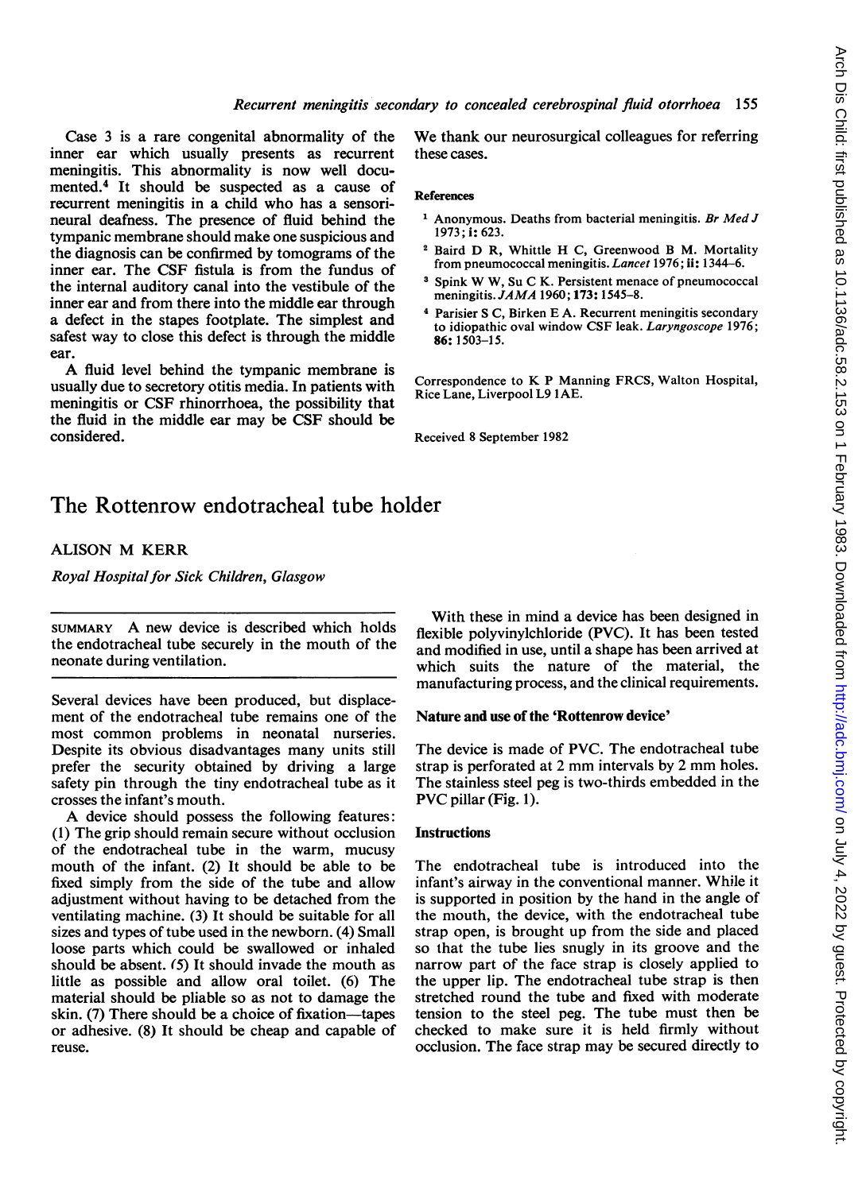Case 3 is a rare congenital abnormality of the inner ear which usually presents as recurrent meningitis. This abnormality is now well documented.[4] It should be suspected as a cause of recurrent meningitis in a child who has a sensorineural deafness. The presence of fluid behind the tympanic membrane should make one suspicious and the diagnosis can be confirmed by tomograms of the inner ear. The CSF fistula is from the fundus of the internal auditory canal into the vestibule of the inner ear and from there into the middle ear through a defect in the stapes footplate. The simplest and safest way to close this defect is through the middle ear.

A fluid level behind the tympanic membrane is usually due to secretory otitis media. In patients with meningitis or CSF rhinorrhoea, the possibility that the fluid in the middle ear may be CSF should be considered.

We thank our neurosurgical colleagues for referring these cases.

#### References

1. Anonymous. Deaths from bacterial meningitis. *Br Med J* 1973; **i:** 623.
2. Baird D R, Whittle H C, Greenwood B M. Mortality from pneumococcal meningitis. *Lancet* 1976; **ii:** 1344–6.
3. Spink W W, Su C K. Persistent menace of pneumococcal meningitis. *JAMA* 1960; **173:** 1545–8.
4. Parisier S C, Birken E A. Recurrent meningitis secondary to idiopathic oval window CSF leak. *Laryngoscope* 1976; **86:** 1503–15.

Correspondence to K P Manning FRCS, Walton Hospital, Rice Lane, Liverpool L9 1AE.

Received 8 September 1982

# The Rottenrow endotracheal tube holder

ALISON M KERR

*Royal Hospital for Sick Children, Glasgow*

SUMMARY A new device is described which holds the endotracheal tube securely in the mouth of the neonate during ventilation.

Several devices have been produced, but displacement of the endotracheal tube remains one of the most common problems in neonatal nurseries. Despite its obvious disadvantages many units still prefer the security obtained by driving a large safety pin through the tiny endotracheal tube as it crosses the infant's mouth.

A device should possess the following features: (1) The grip should remain secure without occlusion of the endotracheal tube in the warm, mucusy mouth of the infant. (2) It should be able to be fixed simply from the side of the tube and allow adjustment without having to be detached from the ventilating machine. (3) It should be suitable for all sizes and types of tube used in the newborn. (4) Small loose parts which could be swallowed or inhaled should be absent. (5) It should invade the mouth as little as possible and allow oral toilet. (6) The material should be pliable so as not to damage the skin. (7) There should be a choice of fixation—tapes or adhesive. (8) It should be cheap and capable of reuse.

With these in mind a device has been designed in flexible polyvinylchloride (PVC). It has been tested and modified in use, until a shape has been arrived at which suits the nature of the material, the manufacturing process, and the clinical requirements.

## Nature and use of the 'Rottenrow device'

The device is made of PVC. The endotracheal tube strap is perforated at 2 mm intervals by 2 mm holes. The stainless steel peg is two-thirds embedded in the PVC pillar (Fig. 1).

## Instructions

The endotracheal tube is introduced into the infant's airway in the conventional manner. While it is supported in position by the hand in the angle of the mouth, the device, with the endotracheal tube strap open, is brought up from the side and placed so that the tube lies snugly in its groove and the narrow part of the face strap is closely applied to the upper lip. The endotracheal tube strap is then stretched round the tube and fixed with moderate tension to the steel peg. The tube must then be checked to make sure it is held firmly without occlusion. The face strap may be secured directly to